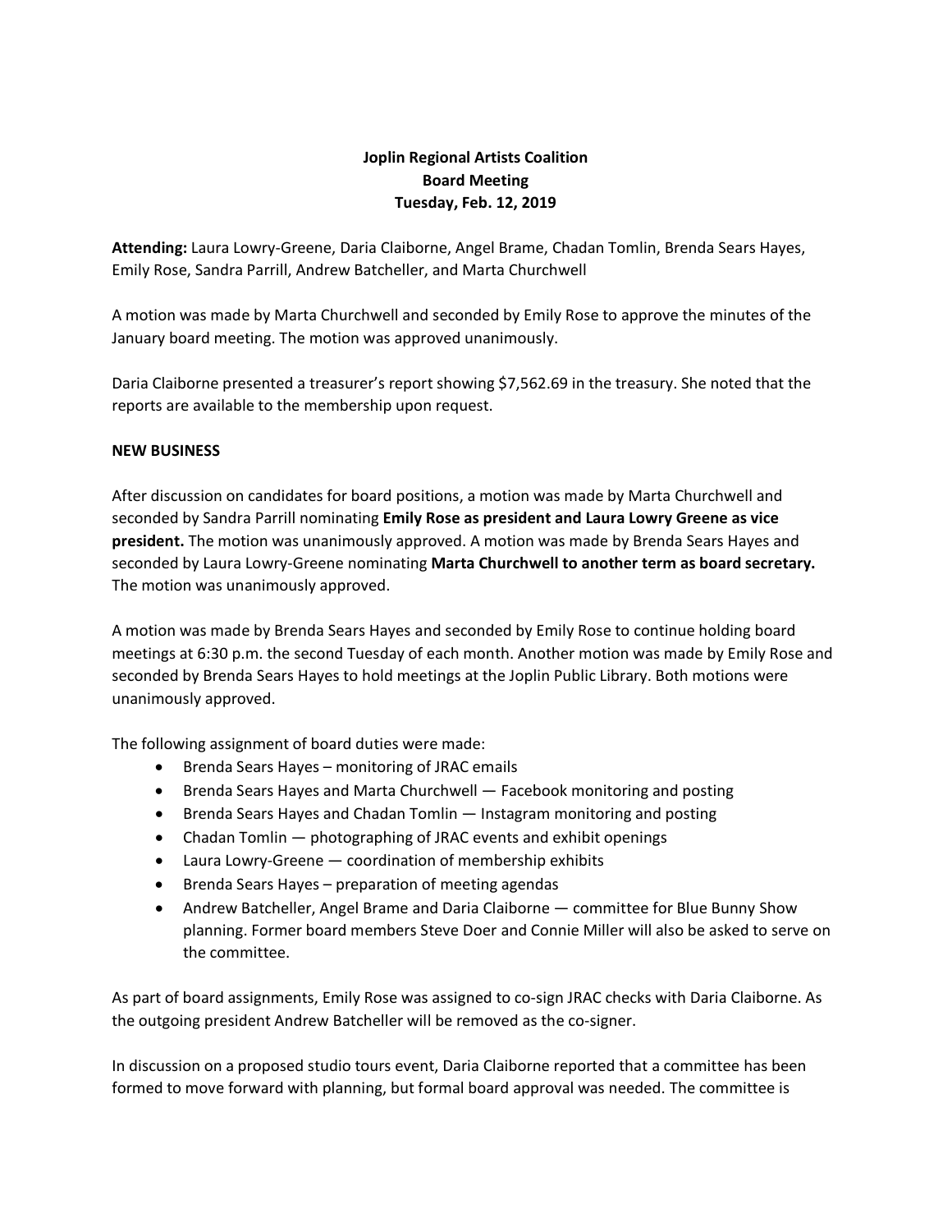**Joplin Regional Artists Coalition**
**Board Meeting**
**Tuesday, Feb. 12, 2019**

**Attending:** Laura Lowry-Greene, Daria Claiborne, Angel Brame, Chadan Tomlin, Brenda Sears Hayes, Emily Rose, Sandra Parrill, Andrew Batcheller, and Marta Churchwell

A motion was made by Marta Churchwell and seconded by Emily Rose to approve the minutes of the January board meeting. The motion was approved unanimously.

Daria Claiborne presented a treasurer's report showing $7,562.69 in the treasury. She noted that the reports are available to the membership upon request.

**NEW BUSINESS**

After discussion on candidates for board positions, a motion was made by Marta Churchwell and seconded by Sandra Parrill nominating **Emily Rose as president and Laura Lowry Greene as vice president.** The motion was unanimously approved. A motion was made by Brenda Sears Hayes and seconded by Laura Lowry-Greene nominating **Marta Churchwell to another term as board secretary.** The motion was unanimously approved.

A motion was made by Brenda Sears Hayes and seconded by Emily Rose to continue holding board meetings at 6:30 p.m. the second Tuesday of each month. Another motion was made by Emily Rose and seconded by Brenda Sears Hayes to hold meetings at the Joplin Public Library. Both motions were unanimously approved.

The following assignment of board duties were made:

- Brenda Sears Hayes – monitoring of JRAC emails
- Brenda Sears Hayes and Marta Churchwell — Facebook monitoring and posting
- Brenda Sears Hayes and Chadan Tomlin — Instagram monitoring and posting
- Chadan Tomlin — photographing of JRAC events and exhibit openings
- Laura Lowry-Greene — coordination of membership exhibits
- Brenda Sears Hayes – preparation of meeting agendas
- Andrew Batcheller, Angel Brame and Daria Claiborne — committee for Blue Bunny Show planning. Former board members Steve Doer and Connie Miller will also be asked to serve on the committee.

As part of board assignments, Emily Rose was assigned to co-sign JRAC checks with Daria Claiborne. As the outgoing president Andrew Batcheller will be removed as the co-signer.

In discussion on a proposed studio tours event, Daria Claiborne reported that a committee has been formed to move forward with planning, but formal board approval was needed. The committee is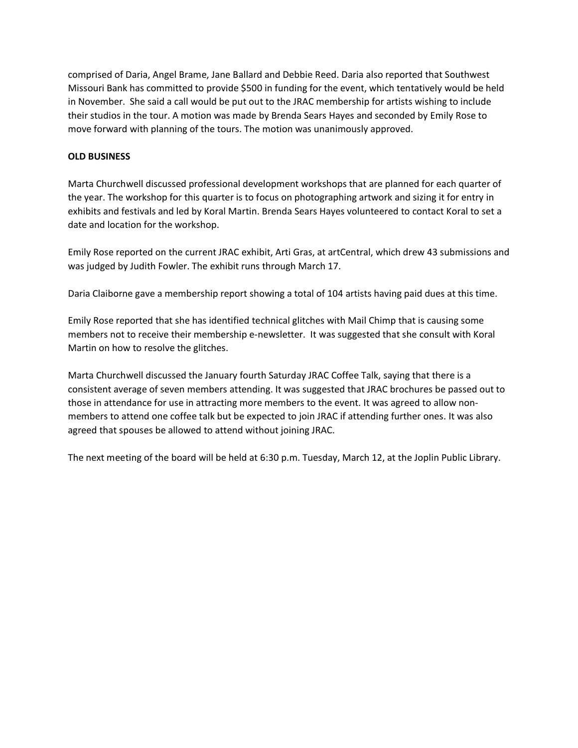comprised of Daria, Angel Brame, Jane Ballard and Debbie Reed. Daria also reported that Southwest Missouri Bank has committed to provide $500 in funding for the event, which tentatively would be held in November. She said a call would be put out to the JRAC membership for artists wishing to include their studios in the tour. A motion was made by Brenda Sears Hayes and seconded by Emily Rose to move forward with planning of the tours. The motion was unanimously approved.

**OLD BUSINESS**

Marta Churchwell discussed professional development workshops that are planned for each quarter of the year. The workshop for this quarter is to focus on photographing artwork and sizing it for entry in exhibits and festivals and led by Koral Martin. Brenda Sears Hayes volunteered to contact Koral to set a date and location for the workshop.

Emily Rose reported on the current JRAC exhibit, Arti Gras, at artCentral, which drew 43 submissions and was judged by Judith Fowler. The exhibit runs through March 17.

Daria Claiborne gave a membership report showing a total of 104 artists having paid dues at this time.

Emily Rose reported that she has identified technical glitches with Mail Chimp that is causing some members not to receive their membership e-newsletter. It was suggested that she consult with Koral Martin on how to resolve the glitches.

Marta Churchwell discussed the January fourth Saturday JRAC Coffee Talk, saying that there is a consistent average of seven members attending. It was suggested that JRAC brochures be passed out to those in attendance for use in attracting more members to the event. It was agreed to allow non-members to attend one coffee talk but be expected to join JRAC if attending further ones. It was also agreed that spouses be allowed to attend without joining JRAC.

The next meeting of the board will be held at 6:30 p.m. Tuesday, March 12, at the Joplin Public Library.